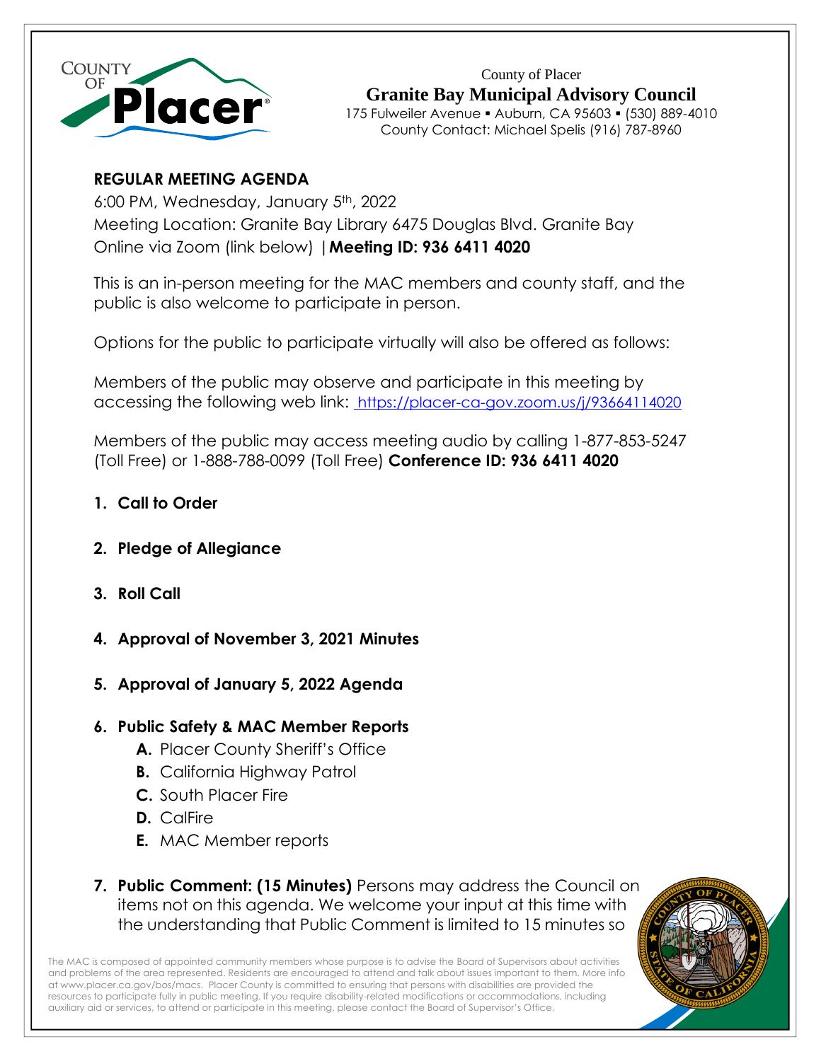County of Placer

# Granite Bay Municipal Advisory Council

175 Fulweiler Avenue ▪ Auburn, CA 95603 ▪ (530) 889-4010
County Contact: Michael Spelis (916) 787-8960

**REGULAR MEETING AGENDA**

6:00 PM, Wednesday, January 5th, 2022
Meeting Location: Granite Bay Library 6475 Douglas Blvd. Granite Bay
Online via Zoom (link below) |**Meeting ID: 936 6411 4020**

This is an in-person meeting for the MAC members and county staff, and the public is also welcome to participate in person.

Options for the public to participate virtually will also be offered as follows:

Members of the public may observe and participate in this meeting by accessing the following web link: https://placer-ca-gov.zoom.us/j/93664114020

Members of the public may access meeting audio by calling 1-877-853-5247 (Toll Free) or 1-888-788-0099 (Toll Free) **Conference ID: 936 6411 4020**

1. **Call to Order**

2. **Pledge of Allegiance**

3. **Roll Call**

4. **Approval of November 3, 2021 Minutes**

5. **Approval of January 5, 2022 Agenda**

6. **Public Safety & MAC Member Reports**
   - **A.** Placer County Sheriff's Office
   - **B.** California Highway Patrol
   - **C.** South Placer Fire
   - **D.** CalFire
   - **E.** MAC Member reports

7. **Public Comment: (15 Minutes)** Persons may address the Council on items not on this agenda. We welcome your input at this time with the understanding that Public Comment is limited to 15 minutes so

The MAC is composed of appointed community members whose purpose is to advise the Board of Supervisors about activities and problems of the area represented. Residents are encouraged to attend and talk about issues important to them. More info at www.placer.ca.gov/bos/macs. Placer County is committed to ensuring that persons with disabilities are provided the resources to participate fully in public meeting. If you require disability-related modifications or accommodations, including auxiliary aid or services, to attend or participate in this meeting, please contact the Board of Supervisor's Office.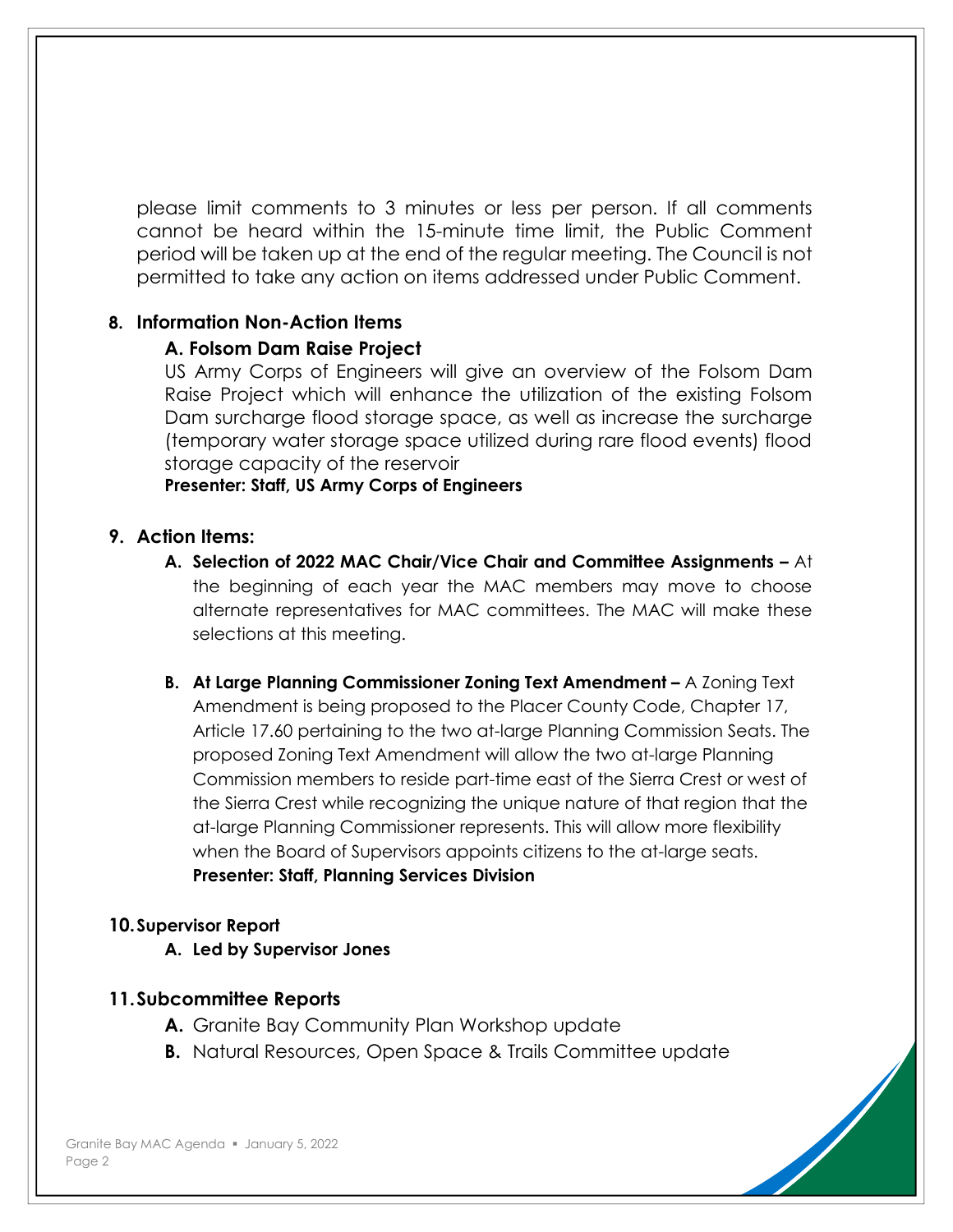please limit comments to 3 minutes or less per person. If all comments cannot be heard within the 15-minute time limit, the Public Comment period will be taken up at the end of the regular meeting. The Council is not permitted to take any action on items addressed under Public Comment.

**8. Information Non-Action Items**

**A. Folsom Dam Raise Project**

US Army Corps of Engineers will give an overview of the Folsom Dam Raise Project which will enhance the utilization of the existing Folsom Dam surcharge flood storage space, as well as increase the surcharge (temporary water storage space utilized during rare flood events) flood storage capacity of the reservoir

**Presenter: Staff, US Army Corps of Engineers**

**9. Action Items:**

**A. Selection of 2022 MAC Chair/Vice Chair and Committee Assignments –** At the beginning of each year the MAC members may move to choose alternate representatives for MAC committees. The MAC will make these selections at this meeting.

**B. At Large Planning Commissioner Zoning Text Amendment –** A Zoning Text Amendment is being proposed to the Placer County Code, Chapter 17, Article 17.60 pertaining to the two at-large Planning Commission Seats. The proposed Zoning Text Amendment will allow the two at-large Planning Commission members to reside part-time east of the Sierra Crest or west of the Sierra Crest while recognizing the unique nature of that region that the at-large Planning Commissioner represents. This will allow more flexibility when the Board of Supervisors appoints citizens to the at-large seats.
**Presenter: Staff, Planning Services Division**

**10. Supervisor Report**

**A. Led by Supervisor Jones**

**11. Subcommittee Reports**

**A.** Granite Bay Community Plan Workshop update

**B.** Natural Resources, Open Space & Trails Committee update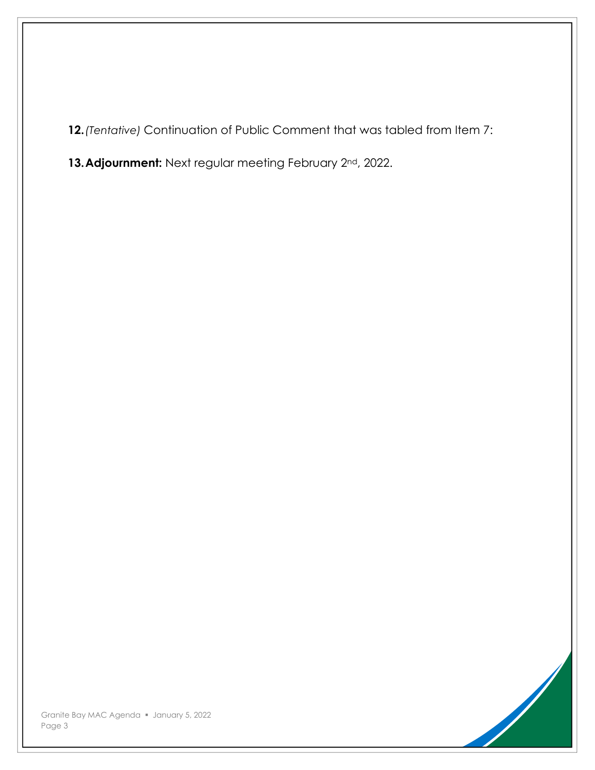12. *(Tentative)* Continuation of Public Comment that was tabled from Item 7:

13. **Adjournment:** Next regular meeting February 2nd, 2022.